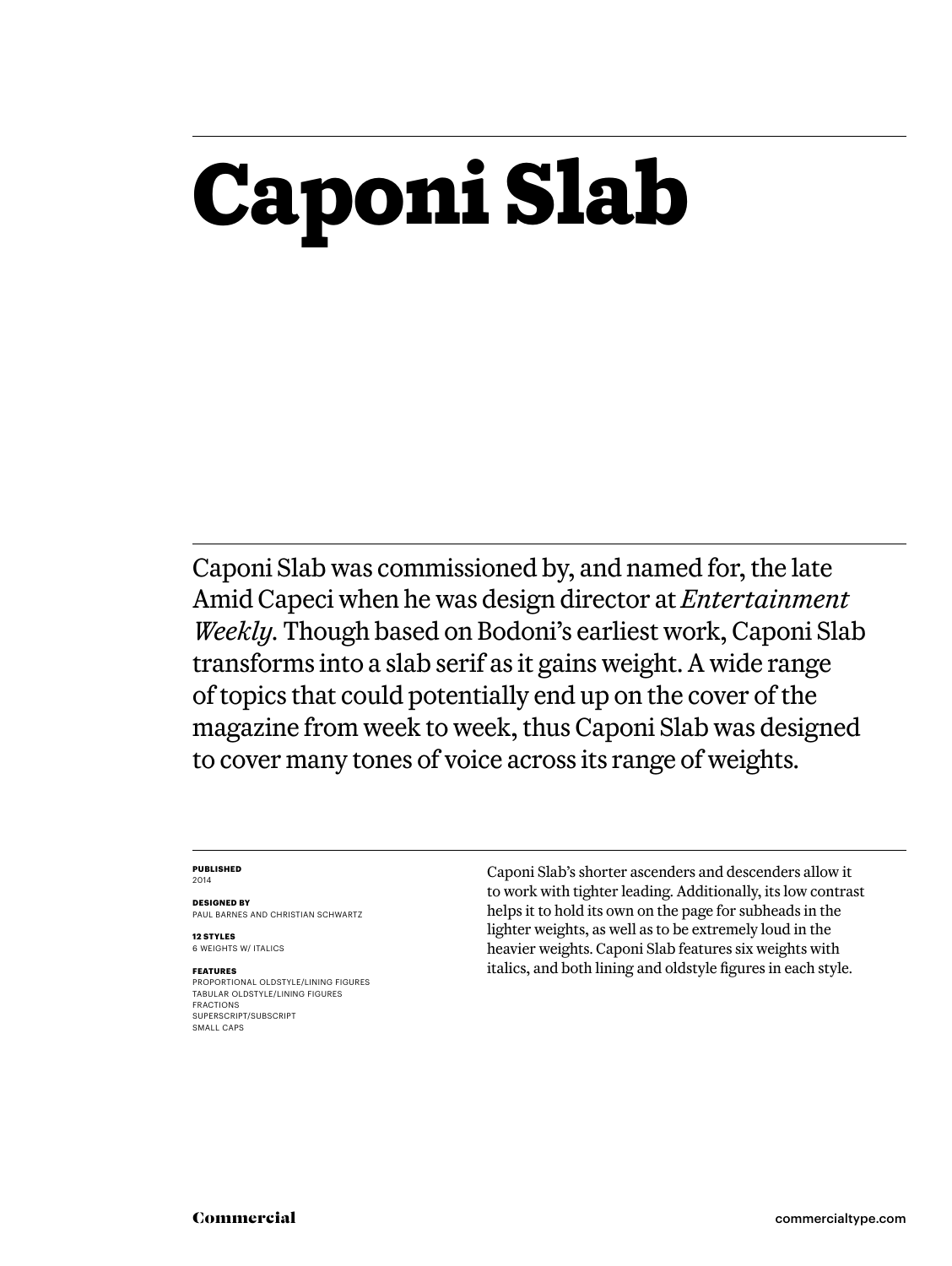# Caponi Slab

Caponi Slab was commissioned by, and named for, the late Amid Capeci when he was design director at *Entertainment Weekly.* Though based on Bodoni's earliest work, Caponi Slab transforms into a slab serif as it gains weight. A wide range of topics that could potentially end up on the cover of the magazine from week to week, thus Caponi Slab was designed to cover many tones of voice across its range of weights.

**PUBLISHED**
2014

**DESIGNED BY**
PAUL BARNES AND CHRISTIAN SCHWARTZ

**12 STYLES**
6 WEIGHTS W/ ITALICS

**FEATURES**
PROPORTIONAL OLDSTYLE/LINING FIGURES
TABULAR OLDSTYLE/LINING FIGURES
FRACTIONS
SUPERSCRIPT/SUBSCRIPT
SMALL CAPS

Caponi Slab's shorter ascenders and descenders allow it to work with tighter leading. Additionally, its low contrast helps it to hold its own on the page for subheads in the lighter weights, as well as to be extremely loud in the heavier weights. Caponi Slab features six weights with italics, and both lining and oldstyle figures in each style.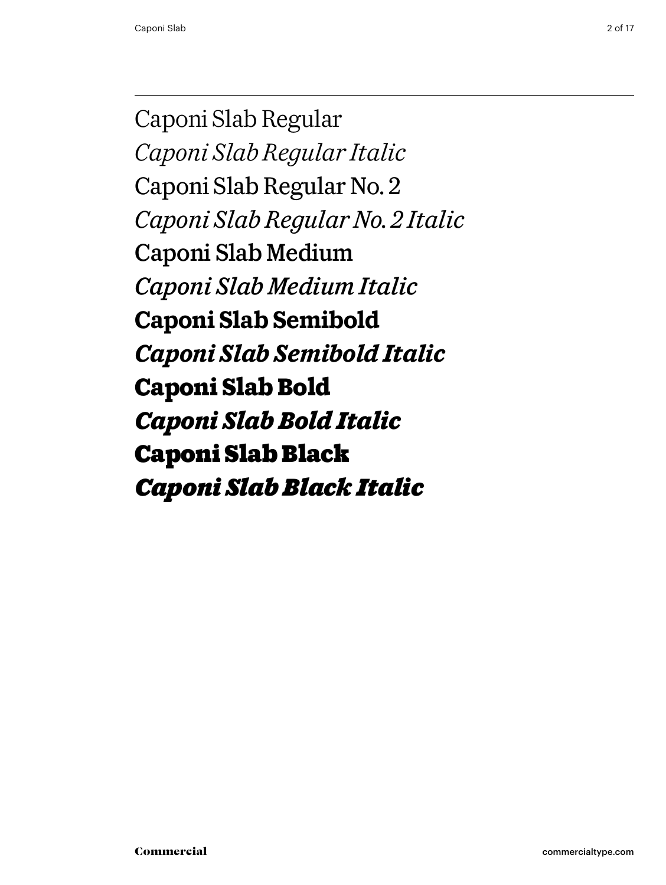Caponi Slab Regular

*Caponi Slab Regular Italic*

Caponi Slab Regular No. 2

*Caponi Slab Regular No. 2 Italic*

Caponi Slab Medium

*Caponi Slab Medium Italic*

**Caponi Slab Semibold**

***Caponi Slab Semibold Italic***

**Caponi Slab Bold**

***Caponi Slab Bold Italic***

**Caponi Slab Black**

***Caponi Slab Black Italic***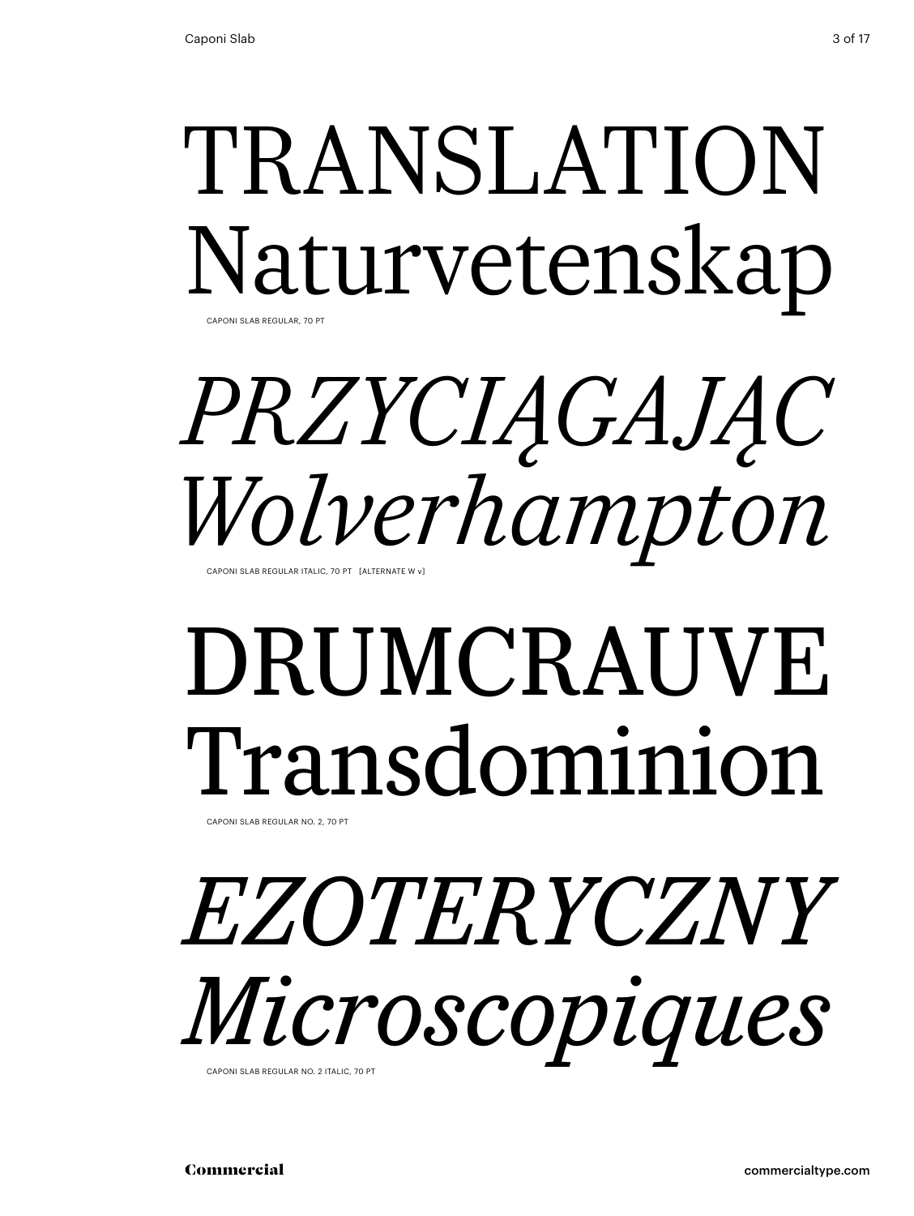TRANSLATION
Naturvetenskap

CAPONI SLAB REGULAR, 70 PT

*PRZYCIĄGAJĄC*
*Wolverhampton*

CAPONI SLAB REGULAR ITALIC, 70 PT [ALTERNATE W v]

DRUMCRAUVE
Transdominion

CAPONI SLAB REGULAR NO. 2, 70 PT

*EZOTERYCZNY*
*Microscopiques*

CAPONI SLAB REGULAR NO. 2 ITALIC, 70 PT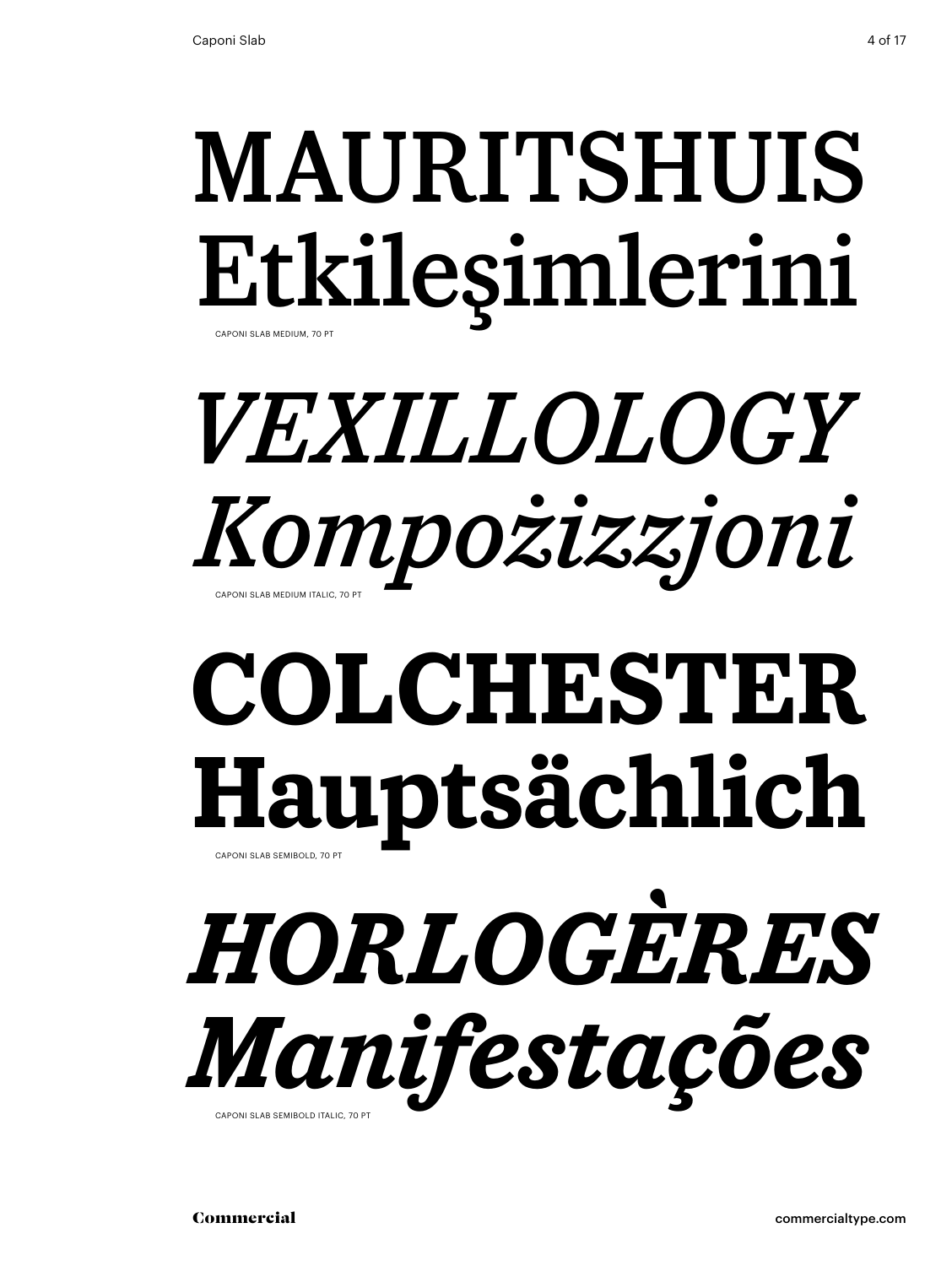MAURITSHUIS
Etkileşimlerini

CAPONI SLAB MEDIUM, 70 PT

*VEXILLOLOGY*
*Kompożizzjoni*

CAPONI SLAB MEDIUM ITALIC, 70 PT

**COLCHESTER**
**Hauptsächlich**

CAPONI SLAB SEMIBOLD, 70 PT

***HORLOGÈRES***
***Manifestações***

CAPONI SLAB SEMIBOLD ITALIC, 70 PT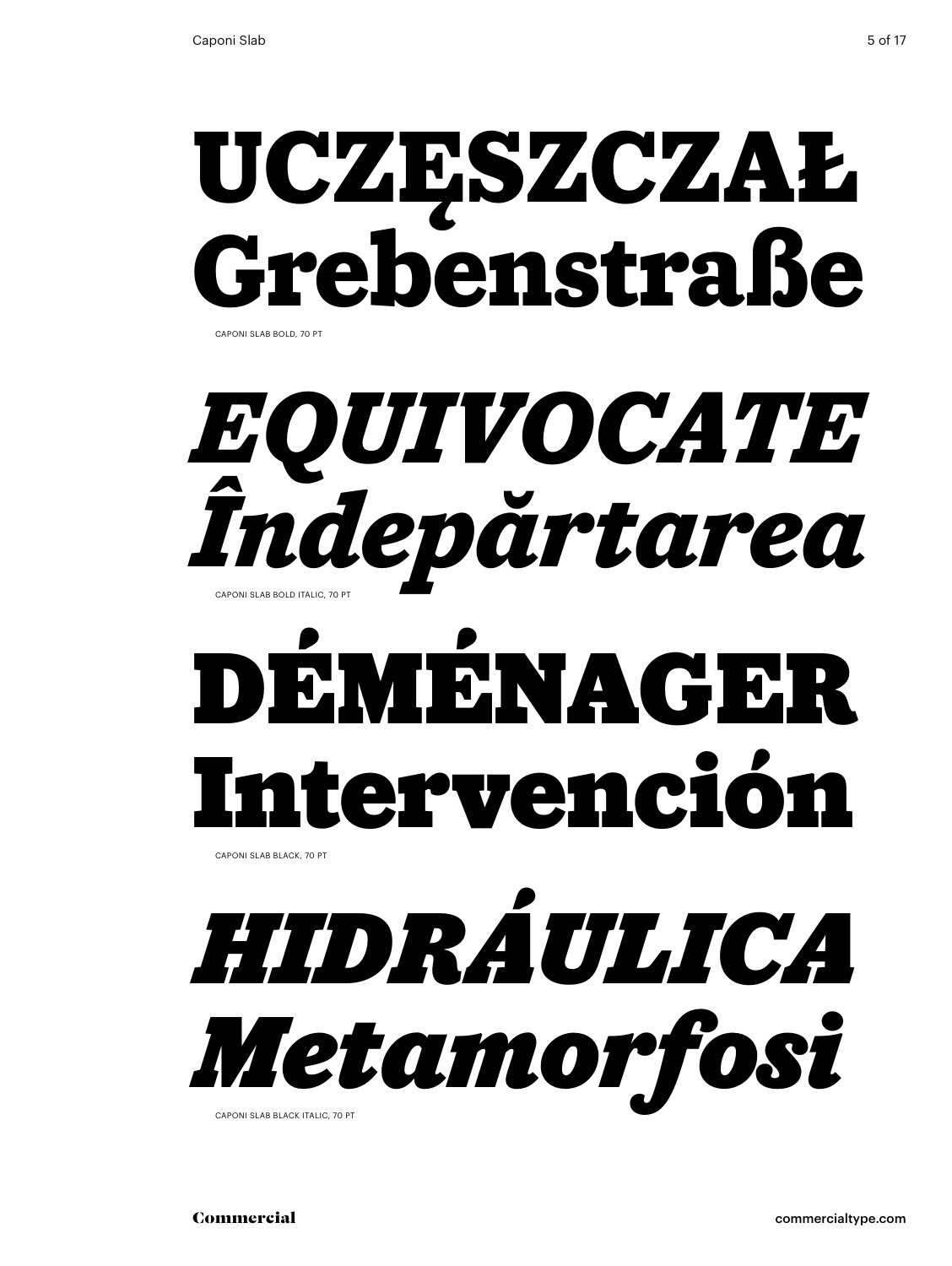**UCZĘSZCZAŁ**
**Grebenstraße**

CAPONI SLAB BOLD, 70 PT

***EQUIVOCATE***
***Îndepărtarea***

CAPONI SLAB BOLD ITALIC, 70 PT

**DÉMÉNAGER**
**Intervención**

CAPONI SLAB BLACK, 70 PT

***HIDRÁULICA***
***Metamorfosi***

CAPONI SLAB BLACK ITALIC, 70 PT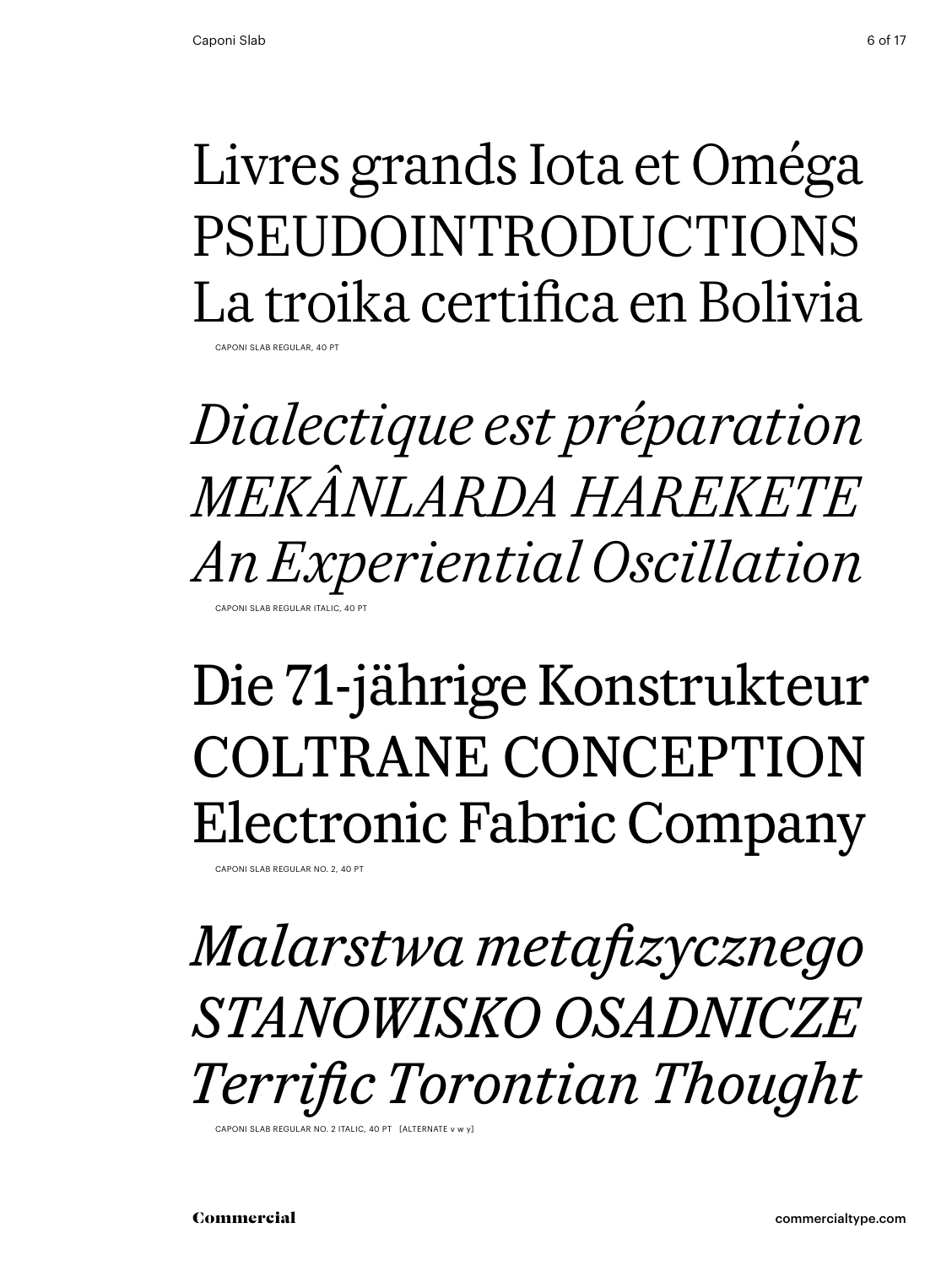Livres grands Iota et Oméga
PSEUDOINTRODUCTIONS
La troika certifica en Bolivia

CAPONI SLAB REGULAR, 40 PT

*Dialectique est préparation*
*MEKÂNLARDA HAREKETE*
*An Experiential Oscillation*

CAPONI SLAB REGULAR ITALIC, 40 PT

Die 71-jährige Konstrukteur
COLTRANE CONCEPTION
Electronic Fabric Company

CAPONI SLAB REGULAR NO. 2, 40 PT

*Malarstwa metafizycznego*
*STANOWISKO OSADNICZE*
*Terrific Torontian Thought*

CAPONI SLAB REGULAR NO. 2 ITALIC, 40 PT [ALTERNATE v w y]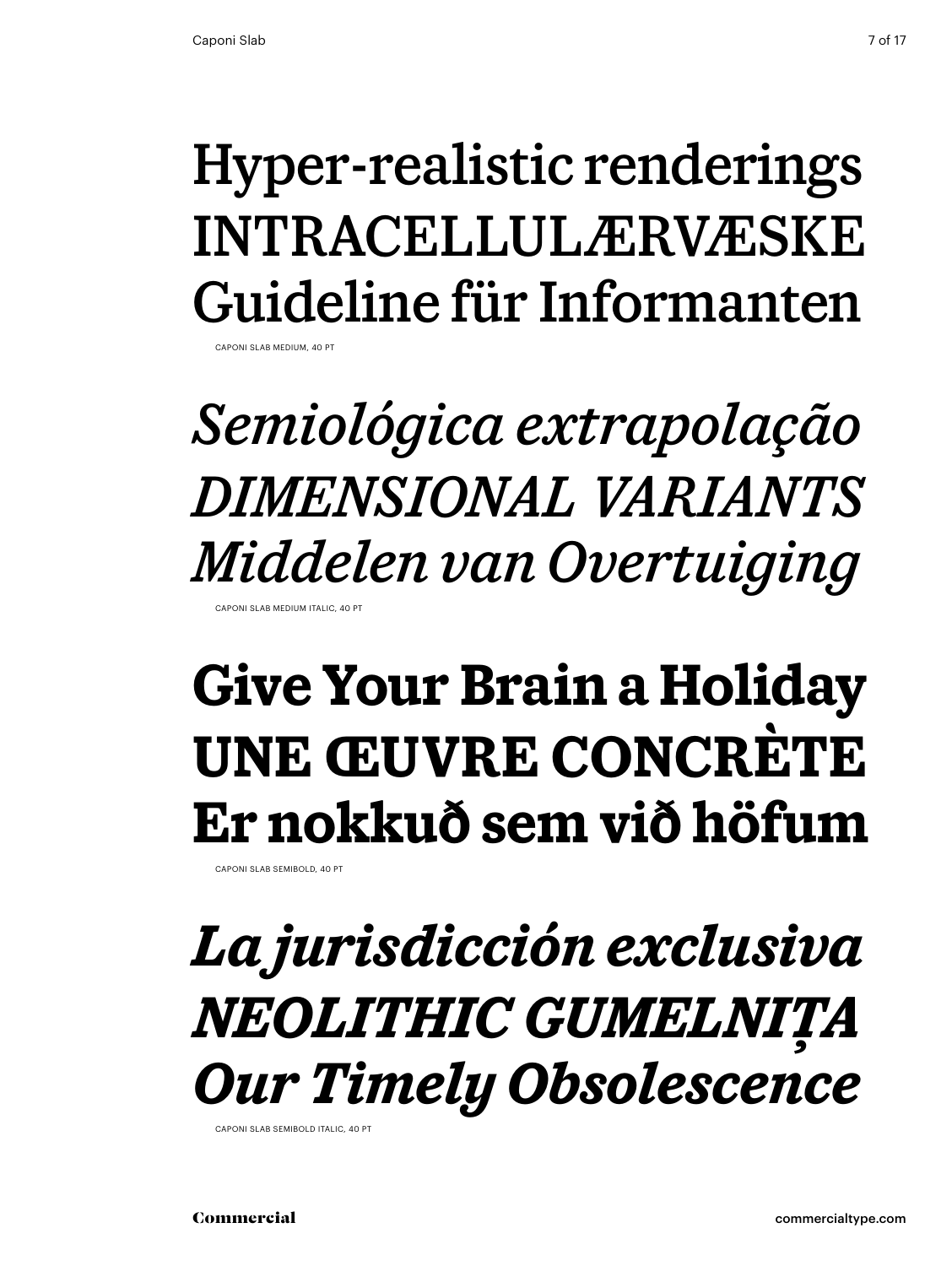Hyper-realistic renderings
INTRACELLULÆRVÆSKE
Guideline für Informanten

CAPONI SLAB MEDIUM, 40 PT

*Semiológica extrapolação*
*DIMENSIONAL VARIANTS*
*Middelen van Overtuiging*

CAPONI SLAB MEDIUM ITALIC, 40 PT

**Give Your Brain a Holiday**
**UNE ŒUVRE CONCRÈTE**
**Er nokkuð sem við höfum**

CAPONI SLAB SEMIBOLD, 40 PT

***La jurisdicción exclusiva***
***NEOLITHIC GUMELNIȚA***
***Our Timely Obsolescence***

CAPONI SLAB SEMIBOLD ITALIC, 40 PT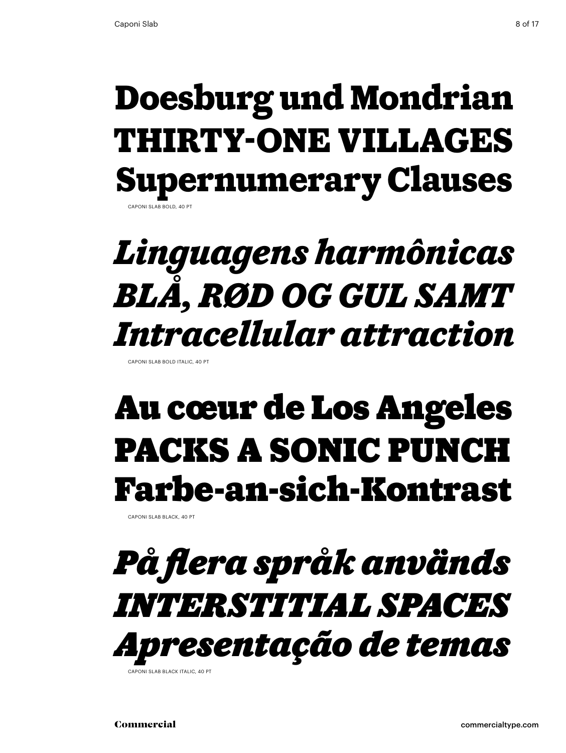**Doesburg und Mondrian**
**THIRTY-ONE VILLAGES**
**Supernumerary Clauses**

CAPONI SLAB BOLD, 40 PT

***Linguagens harmônicas***
***BLÅ, RØD OG GUL SAMT***
***Intracellular attraction***

CAPONI SLAB BOLD ITALIC, 40 PT

**Au cœur de Los Angeles**
**PACKS A SONIC PUNCH**
**Farbe-an-sich-Kontrast**

CAPONI SLAB BLACK, 40 PT

***På flera språk används***
***INTERSTITIAL SPACES***
***Apresentação de temas***

CAPONI SLAB BLACK ITALIC, 40 PT

Commercial

commercialtype.com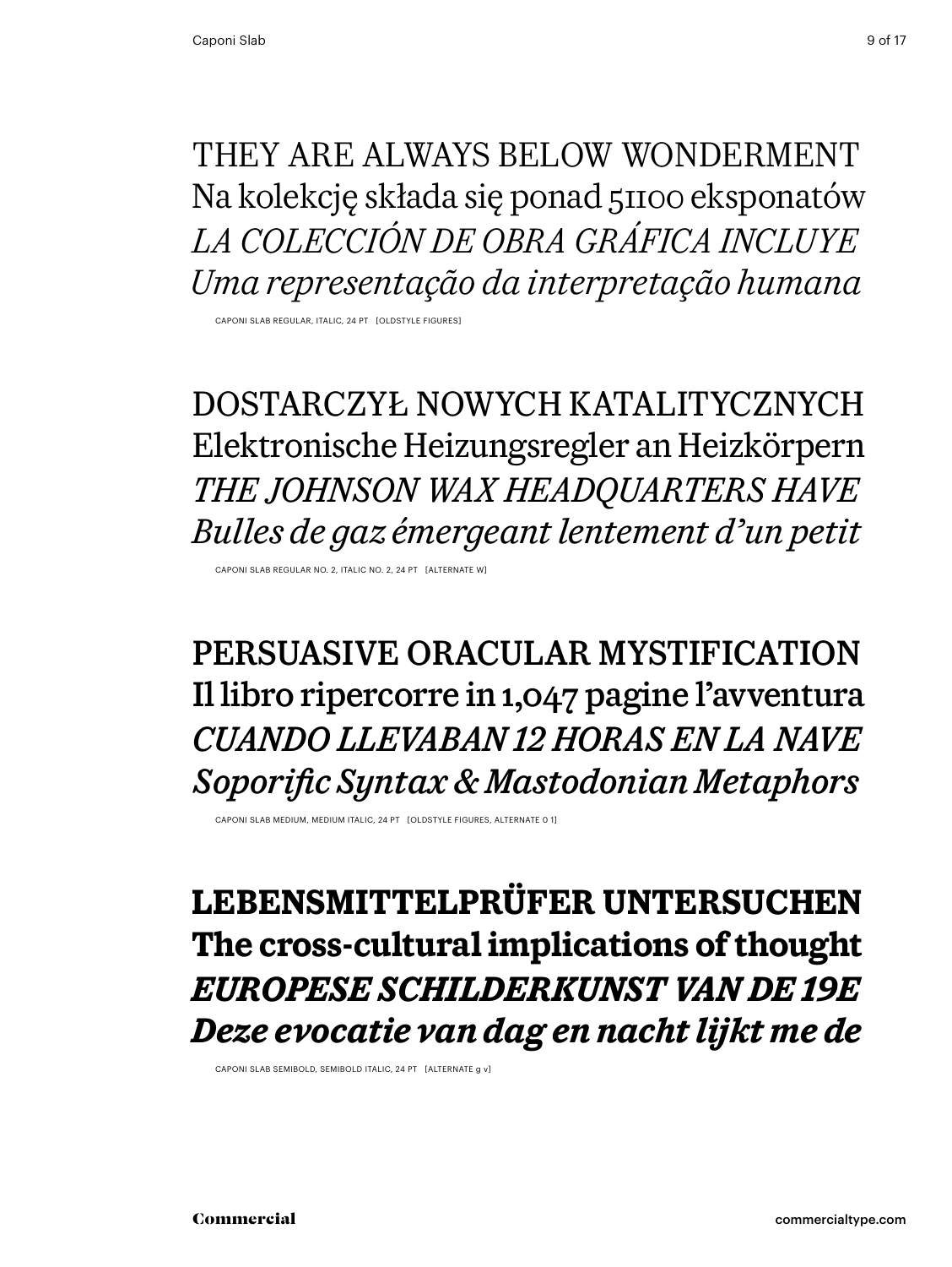THEY ARE ALWAYS BELOW WONDERMENT
Na kolekcję składa się ponad 51100 eksponatów
*LA COLECCIÓN DE OBRA GRÁFICA INCLUYE*
*Uma representação da interpretação humana*

CAPONI SLAB REGULAR, ITALIC, 24 PT [OLDSTYLE FIGURES]

DOSTARCZYŁ NOWYCH KATALITYCZNYCH
Elektronische Heizungsregler an Heizkörpern
*THE JOHNSON WAX HEADQUARTERS HAVE*
*Bulles de gaz émergeant lentement d'un petit*

CAPONI SLAB REGULAR NO. 2, ITALIC NO. 2, 24 PT [ALTERNATE W]

PERSUASIVE ORACULAR MYSTIFICATION
Il libro ripercorre in 1,047 pagine l'avventura
*CUANDO LLEVABAN 12 HORAS EN LA NAVE*
*Soporific Syntax & Mastodonian Metaphors*

CAPONI SLAB MEDIUM, MEDIUM ITALIC, 24 PT [OLDSTYLE FIGURES, ALTERNATE 0 1]

**LEBENSMITTELPRÜFER UNTERSUCHEN**
**The cross-cultural implications of thought**
***EUROPESE SCHILDERKUNST VAN DE 19E***
***Deze evocatie van dag en nacht lijkt me de***

CAPONI SLAB SEMIBOLD, SEMIBOLD ITALIC, 24 PT [ALTERNATE g v]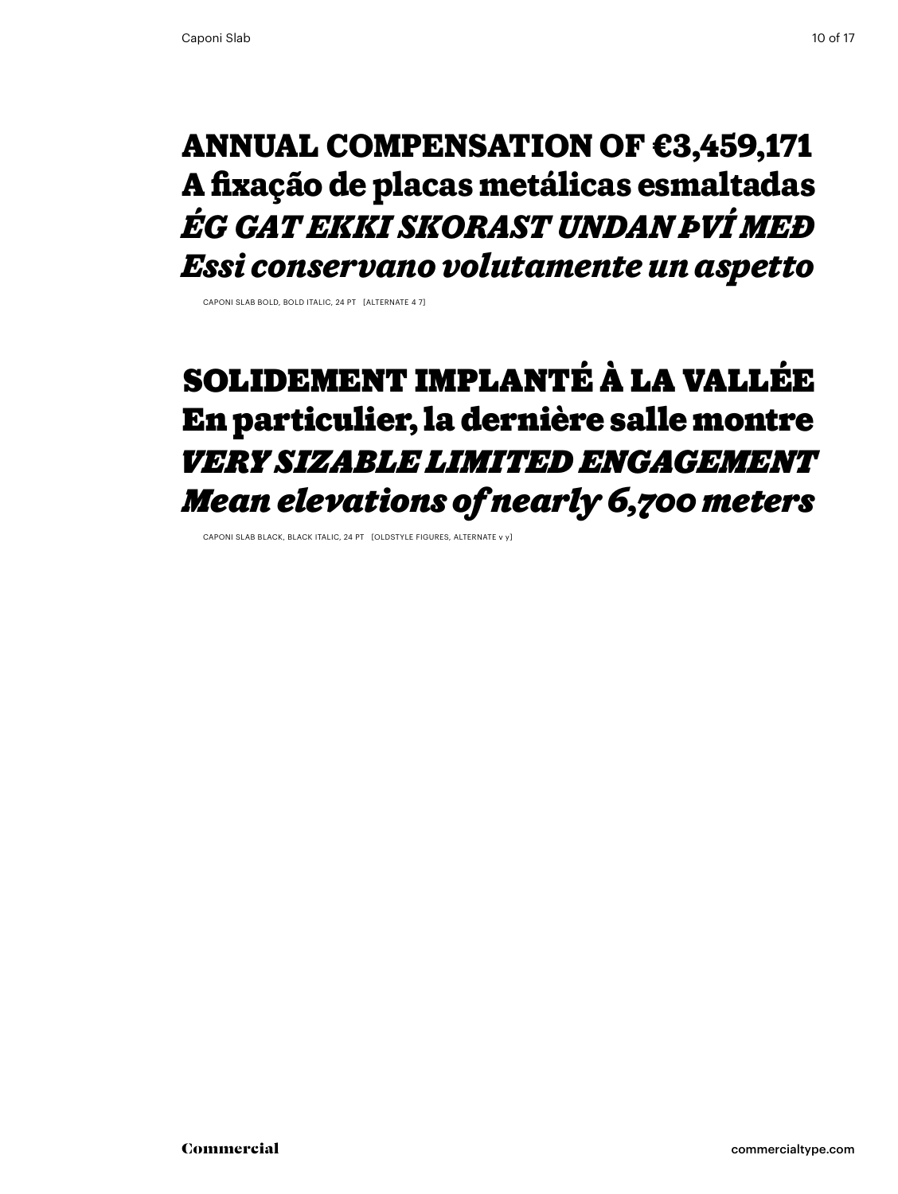**ANNUAL COMPENSATION OF €3,459,171**
**A fixação de placas metálicas esmaltadas**
***ÉG GAT EKKI SKORAST UNDAN ÞVÍ MEÐ***
***Essi conservano volutamente un aspetto***

CAPONI SLAB BOLD, BOLD ITALIC, 24 PT [ALTERNATE 4 7]

**SOLIDEMENT IMPLANTÉ À LA VALLÉE**
**En particulier, la dernière salle montre**
***VERY SIZABLE LIMITED ENGAGEMENT***
***Mean elevations of nearly 6,700 meters***

CAPONI SLAB BLACK, BLACK ITALIC, 24 PT [OLDSTYLE FIGURES, ALTERNATE v y]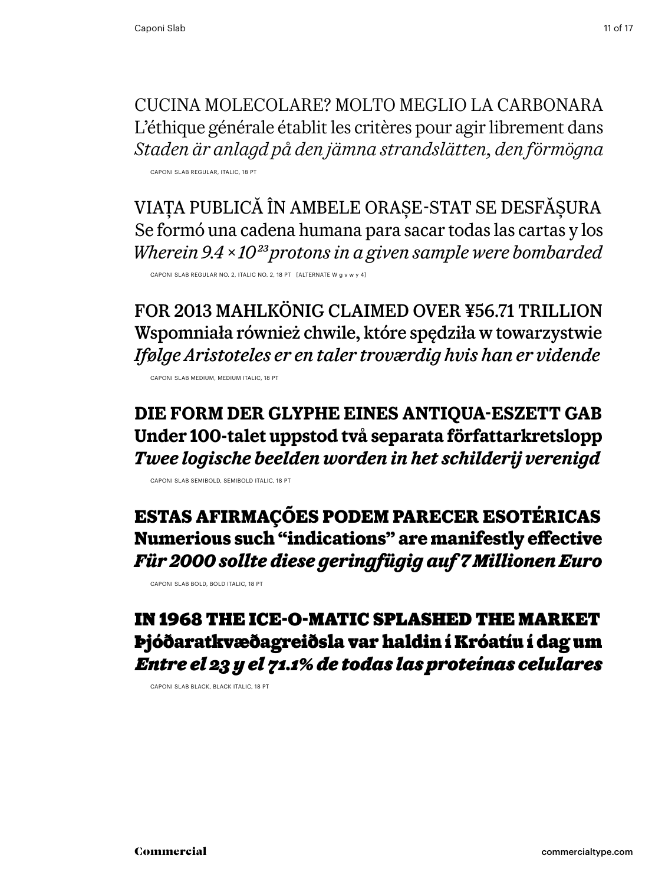CUCINA MOLECOLARE? MOLTO MEGLIO LA CARBONARA
L'éthique générale établit les critères pour agir librement dans
*Staden är anlagd på den jämna strandslätten, den förmögna*

CAPONI SLAB REGULAR, ITALIC, 18 PT

VIAȚA PUBLICĂ ÎN AMBELE ORAȘE-STAT SE DESFĂȘURA
Se formó una cadena humana para sacar todas las cartas y los
*Wherein 9.4 × 10²³ protons in a given sample were bombarded*

CAPONI SLAB REGULAR NO. 2, ITALIC NO. 2, 18 PT [ALTERNATE W g v w y 4]

FOR 2013 MAHLKÖNIG CLAIMED OVER ¥56.71 TRILLION
Wspomniała również chwile, które spędziła w towarzystwie
*Ifølge Aristoteles er en taler troværdig hvis han er vidende*

CAPONI SLAB MEDIUM, MEDIUM ITALIC, 18 PT

**DIE FORM DER GLYPHE EINES ANTIQUA-ESZETT GAB**
**Under 100-talet uppstod två separata författarkretslopp**
***Twee logische beelden worden in het schilderij verenigd***

CAPONI SLAB SEMIBOLD, SEMIBOLD ITALIC, 18 PT

**ESTAS AFIRMAÇÕES PODEM PARECER ESOTÉRICAS**
**Numerious such "indications" are manifestly effective**
***Für 2000 sollte diese geringfügig auf 7 Millionen Euro***

CAPONI SLAB BOLD, BOLD ITALIC, 18 PT

**IN 1968 THE ICE-O-MATIC SPLASHED THE MARKET**
**Þjóðaratkvæðagreiðsla var haldin í Króatíu í dag um**
***Entre el 23 y el 71.1% de todas las proteínas celulares***

CAPONI SLAB BLACK, BLACK ITALIC, 18 PT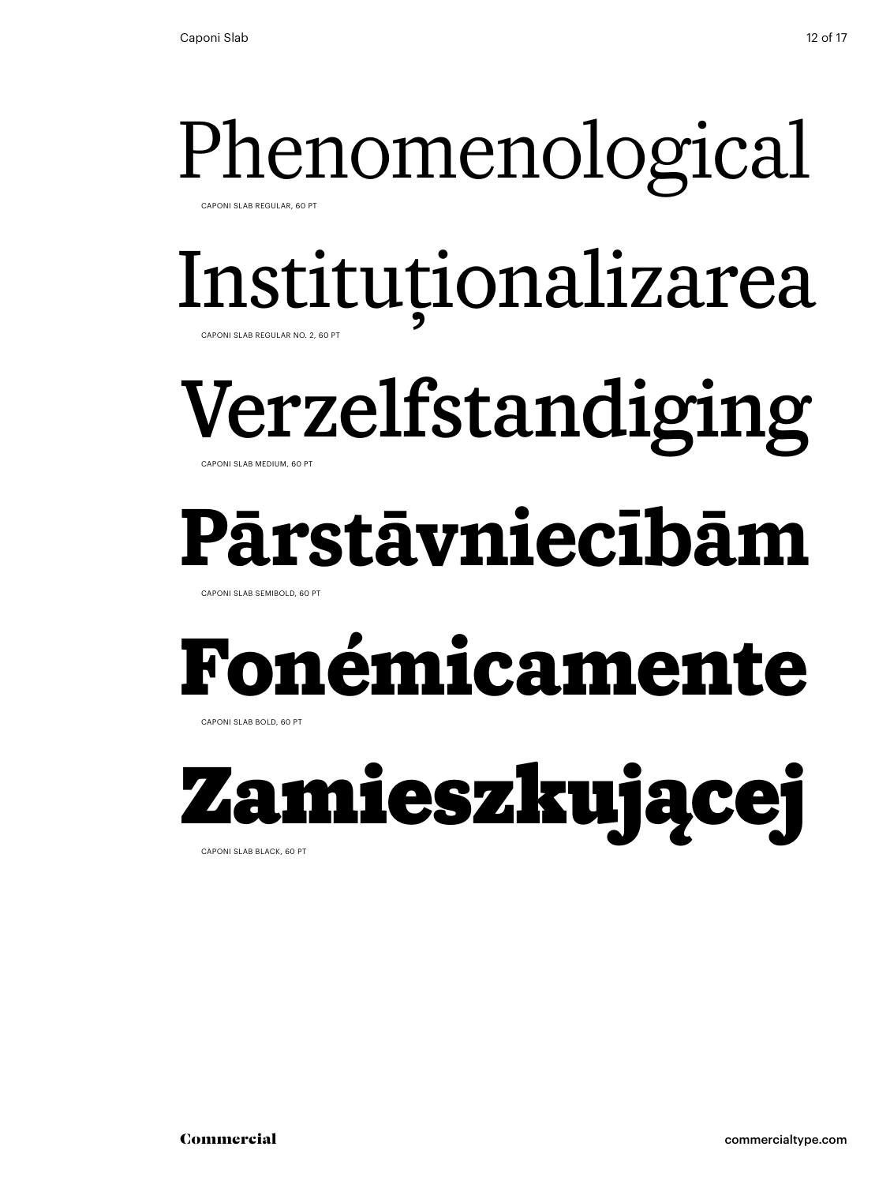Phenomenological

CAPONI SLAB REGULAR, 60 PT

Instituționalizarea

CAPONI SLAB REGULAR NO. 2, 60 PT

Verzelfstandiging

CAPONI SLAB MEDIUM, 60 PT

**Pārstāvniecībām**

CAPONI SLAB SEMIBOLD, 60 PT

**Fonémicamente**

CAPONI SLAB BOLD, 60 PT

**Zamieszkującej**

CAPONI SLAB BLACK, 60 PT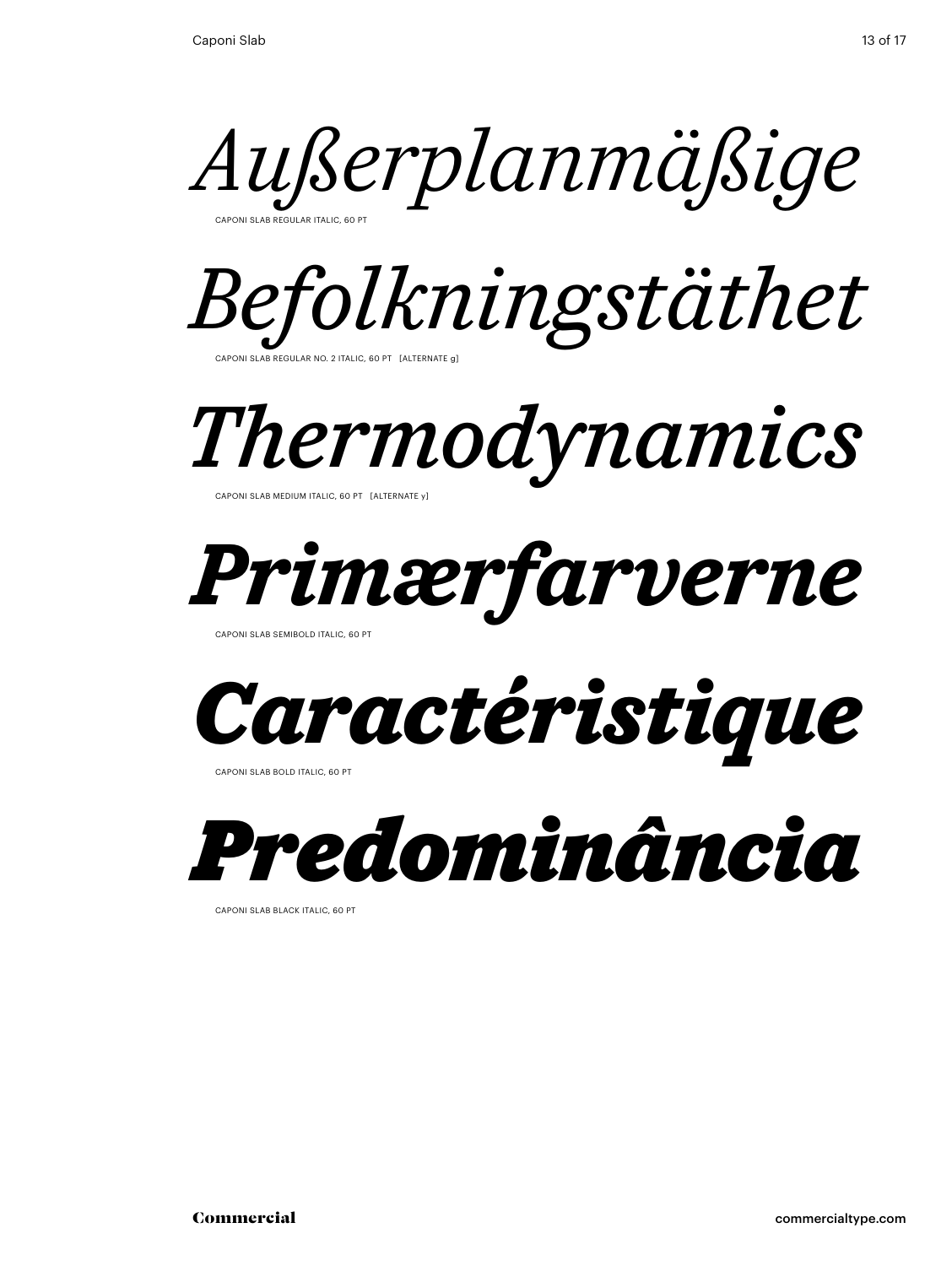*Außerplanmäßige*

CAPONI SLAB REGULAR ITALIC, 60 PT

*Befolkningstäthet*

CAPONI SLAB REGULAR NO. 2 ITALIC, 60 PT [ALTERNATE g]

*Thermodynamics*

CAPONI SLAB MEDIUM ITALIC, 60 PT [ALTERNATE y]

***Primærfarverne***

CAPONI SLAB SEMIBOLD ITALIC, 60 PT

***Caractéristique***

CAPONI SLAB BOLD ITALIC, 60 PT

***Predominância***

CAPONI SLAB BLACK ITALIC, 60 PT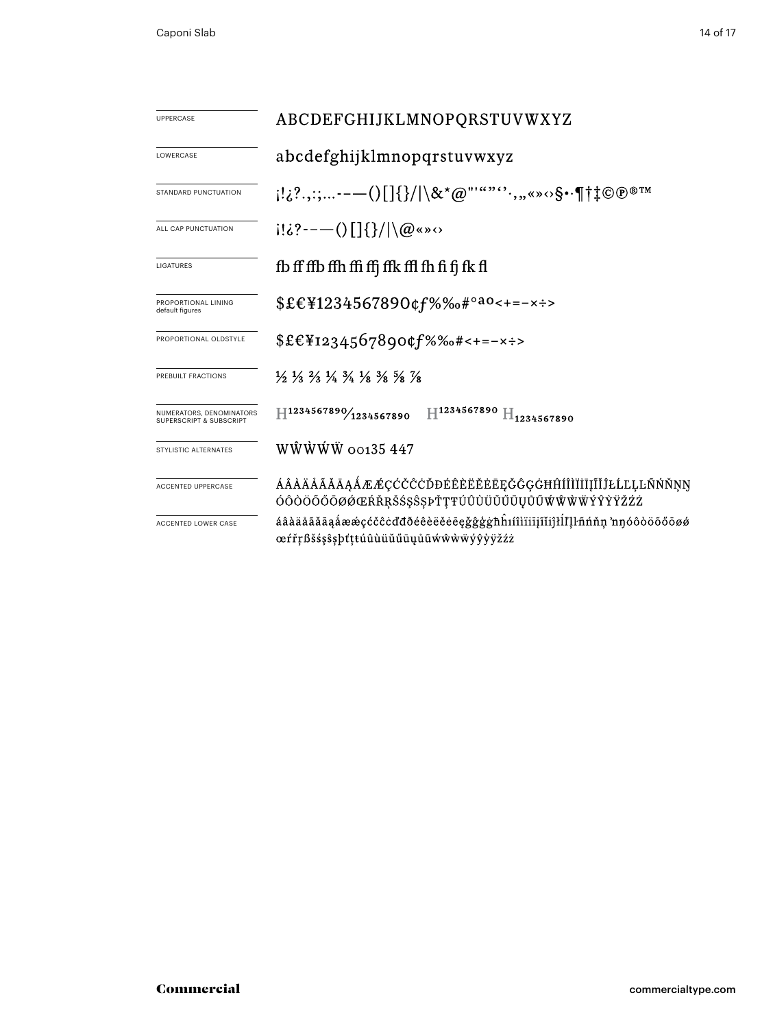| | |
|---|---|
| UPPERCASE | ABCDEFGHIJKLMNOPQRSTUVWXYZ |
| LOWERCASE | abcdefghijklmnopqrstuvwxyz |
| STANDARD PUNCTUATION | ¡!¿?.,:;...-–—()[]{}/\|\&*@"'“”‘’·,„«»‹›§•·¶†‡©℗®™ |
| ALL CAP PUNCTUATION | ¡!¿?-–—()[]{}/\|\@«»‹› |
| LIGATURES | fb ff ffb ffh ffi ffj ffk ffl fh fi fj fk fl |
| PROPORTIONAL LINING default figures | $£€¥1234567890¢ƒ%‰#°ªº<+=−×÷> |
| PROPORTIONAL OLDSTYLE | $£€¥1234567890¢ƒ%‰#<+=−×÷> |
| PREBUILT FRACTIONS | ½ ⅓ ⅔ ¼ ¾ ⅛ ⅜ ⅝ ⅞ |
| NUMERATORS, DENOMINATORS SUPERSCRIPT & SUBSCRIPT | H1234567890⁄1234567890 H1234567890 H1234567890 |
| STYLISTIC ALTERNATES | WŴẀẂẄ 00135 447 |
| ACCENTED UPPERCASE | ÁÂÀÄÅÃĂĀĄǺÆǼÇĆČĈĊĎĐÉÊÈËĚĖĒĘĞĜĢĠĦĤÍÎÌÏİĪĮĨĬĴŁĽĻĿÑŃŇŅŊÓÔÒÖÕŐŌØǾŒŔŘŖŠŚŞŜȘÞŤŢŦÚÛÙÜŬŰŪŲŮŨẂŴẀẄÝŶỲŸŽŹŻ |
| ACCENTED LOWER CASE | áâàäåãăāąǻæǽçćčĉċďđðéêèëěėēęğĝģġħĥıíîìïīįĩĭĵłľļŀñńňņŉŋóôòöõőōøǿœŕřŗßšśşŝșþťţŧúûùüŭűūųůũẃŵẁẅýŷỳÿžźż |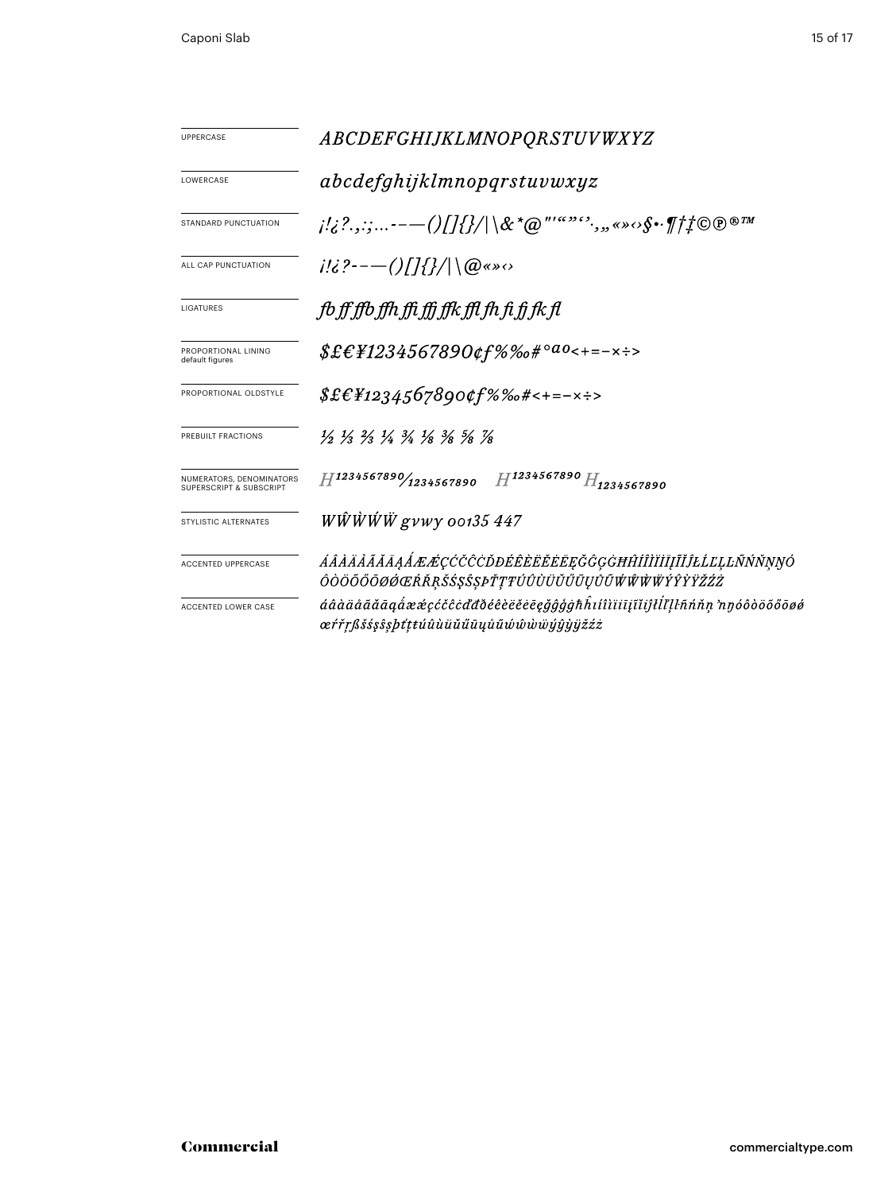| | |
|---|---|
| UPPERCASE | *ABCDEFGHIJKLMNOPQRSTUVWXYZ* |
| LOWERCASE | *abcdefghijklmnopqrstuvwxyz* |
| STANDARD PUNCTUATION | *¡!¿?.,:;…-–—()[]{}/|\&*@"'“”‘’·,„«»‹›§•·¶†‡©℗®™* |
| ALL CAP PUNCTUATION | *¡!¿?-–—()[]{}/|\@«»‹›* |
| LIGATURES | *fb ff ffb ffh ffi ffj ffk ffl fh fi fj fk fl* |
| PROPORTIONAL LINING default figures | *$£€¥1234567890¢ƒ%‰#°ªº<+=−×÷>* |
| PROPORTIONAL OLDSTYLE | *$£€¥1234567890¢ƒ%‰#<+=−×÷>* |
| PREBUILT FRACTIONS | *½ ⅓ ⅔ ¼ ¾ ⅛ ⅜ ⅝ ⅞* |
| NUMERATORS, DENOMINATORS SUPERSCRIPT & SUBSCRIPT | *H¹²³⁴⁵⁶⁷⁸⁹⁰⁄₁₂₃₄₅₆₇₈₉₀ H¹²³⁴⁵⁶⁷⁸⁹⁰ H₁₂₃₄₅₆₇₈₉₀* |
| STYLISTIC ALTERNATES | *WŴẀẂẄ gvwy 00135 447* |
| ACCENTED UPPERCASE | *ÁÂÀÄÅÃĂĀĄǺÆǼÇĆČĈĊĎĐÉÊÈËĚĖĒĘĞĜĢĠĦĤÍÎÌÏİĪĮĨĬĴŁĹĽĻĿÑŃŇŅŊÓÔÒÖÕŐŌØǾŒŔŘŖŠŚŞŜȘÞŤŢŦÚÛÙÜŬŰŪŲŮŨẂŴẀẄÝŶỲŸŽŹŻ* |
| ACCENTED LOWER CASE | *áâàäåãăāąǻæǽçćčĉċďđðéêèëěėēęğĝģġħĥıíîìïīįĩĭȷĵłĺľļŀñńňņŉŋóôòöõőōøǿœŕřŗßšśşŝșþťţŧúûùüŭűūųůũẃŵẁẅýŷỳÿžźż* |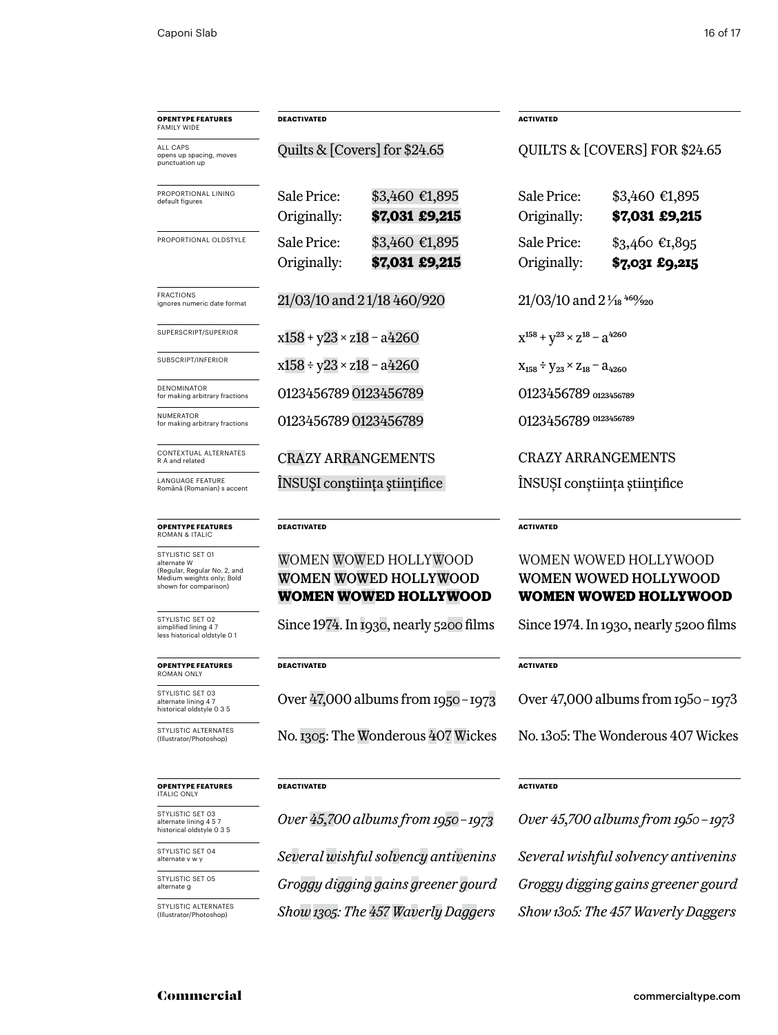| OPENTYPE FEATURES FAMILY WIDE | DEACTIVATED | | ACTIVATED | |
|---|---|---|---|---|
| ALL CAPS opens up spacing, moves punctuation up | Quilts & [Covers] for $24.65 | | QUILTS & [COVERS] FOR $24.65 | |
| PROPORTIONAL LINING default figures | Sale Price: | $3,460 €1,895 | Sale Price: | $3,460 €1,895 |
| | Originally: | **$7,031 £9,215** | Originally: | **$7,031 £9,215** |
| PROPORTIONAL OLDSTYLE | Sale Price: | $3,460 €1,895 | Sale Price: | $3,460 €1,895 |
| | Originally: | **$7,031 £9,215** | Originally: | **$7,031 £9,215** |
| FRACTIONS ignores numeric date format | 21/03/10 and 2 1/18 460/920 | | 21/03/10 and 2 1⁄18 460⁄920 | |
| SUPERSCRIPT/SUPERIOR | x158 + y23 × z18 – a4260 | | $x^{158} + y^{23} \times z^{18} - a^{4260}$ | |
| SUBSCRIPT/INFERIOR | x158 ÷ y23 × z18 – a4260 | | $x_{158} \div y_{23} \times z_{18} - a_{4260}$ | |
| DENOMINATOR for making arbitrary fractions | 0123456789 0123456789 | | 0123456789 $_{0123456789}$ | |
| NUMERATOR for making arbitrary fractions | 0123456789 0123456789 | | 0123456789 $^{0123456789}$ | |
| CONTEXTUAL ALTERNATES R A and related | CRAZY ARRANGEMENTS | | CRAZY ARRANGEMENTS | |
| LANGUAGE FEATURE Română (Romanian) s accent | ÎNSUŞI conştiinţa ştiinţifice | | ÎNSUȘI conștiința științifice | |

| OPENTYPE FEATURES ROMAN & ITALIC | DEACTIVATED | ACTIVATED |
|---|---|---|
| STYLISTIC SET 01 alternate W (Regular, Regular No. 2, and Medium weights only; Bold shown for comparison) | WOMEN WOWED HOLLYWOOD<br>WOMEN WOWED HOLLYWOOD<br>**WOMEN WOWED HOLLYWOOD** | WOMEN WOWED HOLLYWOOD<br>WOMEN WOWED HOLLYWOOD<br>**WOMEN WOWED HOLLYWOOD** |
| STYLISTIC SET 02 simplified lining 4 7 less historical oldstyle 0 1 | Since 1974. In 1930, nearly 5200 films | Since 1974. In 1930, nearly 5200 films |

| OPENTYPE FEATURES ROMAN ONLY | DEACTIVATED | ACTIVATED |
|---|---|---|
| STYLISTIC SET 03 alternate lining 4 7 historical oldstyle 0 3 5 | Over 47,000 albums from 1950 – 1973 | Over 47,000 albums from 1950 – 1973 |
| STYLISTIC ALTERNATES (Illustrator/Photoshop) | No. 1305: The Wonderous 407 Wickes | No. 1305: The Wonderous 407 Wickes |

| OPENTYPE FEATURES ITALIC ONLY | DEACTIVATED | ACTIVATED |
|---|---|---|
| STYLISTIC SET 03 alternate lining 4 5 7 historical oldstyle 0 3 5 | *Over 45,700 albums from 1950 – 1973* | *Over 45,700 albums from 1950 – 1973* |
| STYLISTIC SET 04 alternate v w y | *Several wishful solvency antivenins* | *Several wishful solvency antivenins* |
| STYLISTIC SET 05 alternate g | *Groggy digging gains greener gourd* | *Groggy digging gains greener gourd* |
| STYLISTIC ALTERNATES (Illustrator/Photoshop) | *Show 1305: The 457 Waverly Daggers* | *Show 1305: The 457 Waverly Daggers* |

Commercial

commercialtype.com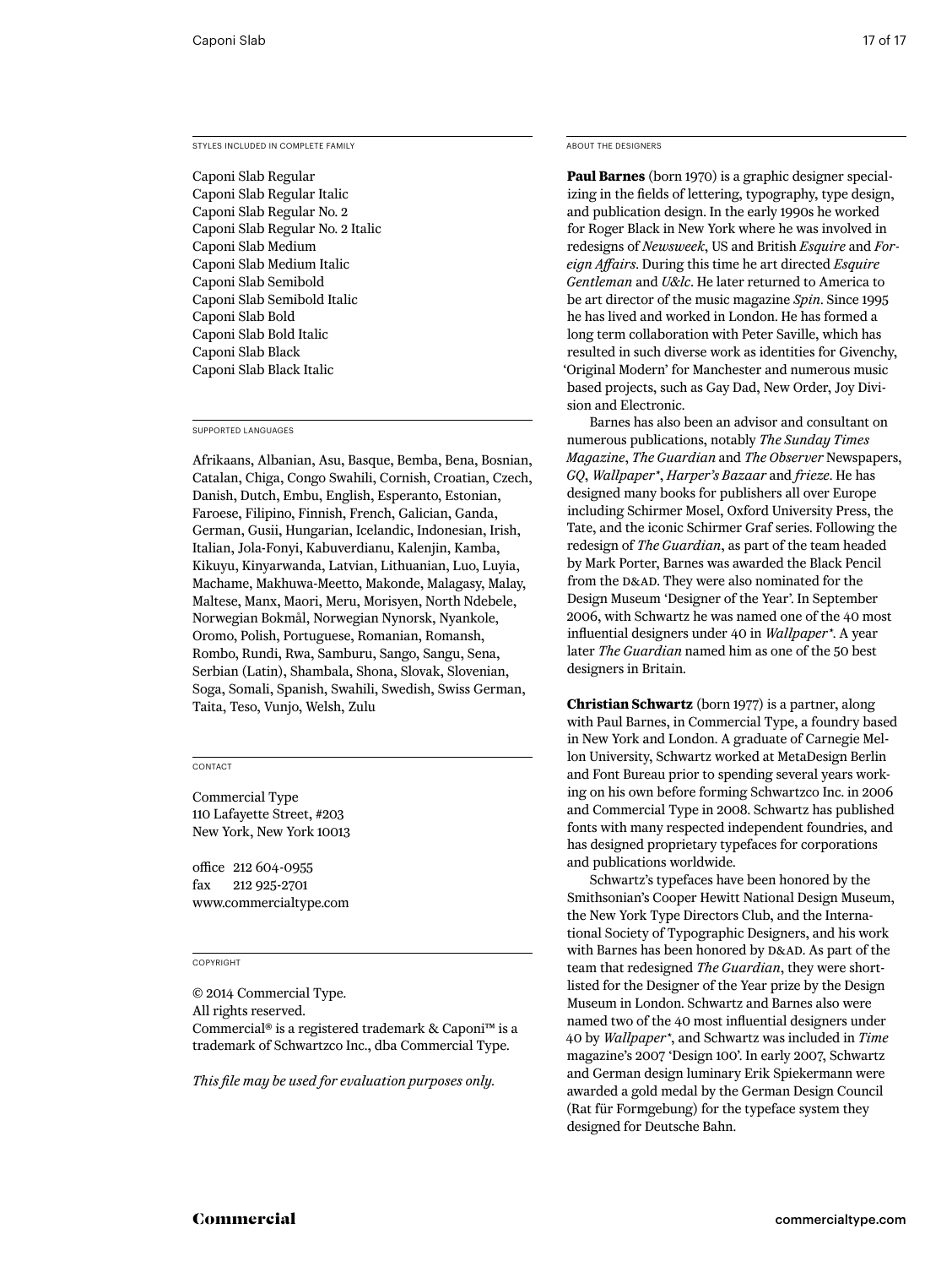## STYLES INCLUDED IN COMPLETE FAMILY

Caponi Slab Regular
Caponi Slab Regular Italic
Caponi Slab Regular No. 2
Caponi Slab Regular No. 2 Italic
Caponi Slab Medium
Caponi Slab Medium Italic
Caponi Slab Semibold
Caponi Slab Semibold Italic
Caponi Slab Bold
Caponi Slab Bold Italic
Caponi Slab Black
Caponi Slab Black Italic

## SUPPORTED LANGUAGES

Afrikaans, Albanian, Asu, Basque, Bemba, Bena, Bosnian, Catalan, Chiga, Congo Swahili, Cornish, Croatian, Czech, Danish, Dutch, Embu, English, Esperanto, Estonian, Faroese, Filipino, Finnish, French, Galician, Ganda, German, Gusii, Hungarian, Icelandic, Indonesian, Irish, Italian, Jola-Fonyi, Kabuverdianu, Kalenjin, Kamba, Kikuyu, Kinyarwanda, Latvian, Lithuanian, Luo, Luyia, Machame, Makhuwa-Meetto, Makonde, Malagasy, Malay, Maltese, Manx, Maori, Meru, Morisyen, North Ndebele, Norwegian Bokmål, Norwegian Nynorsk, Nyankole, Oromo, Polish, Portuguese, Romanian, Romansh, Rombo, Rundi, Rwa, Samburu, Sango, Sangu, Sena, Serbian (Latin), Shambala, Shona, Slovak, Slovenian, Soga, Somali, Spanish, Swahili, Swedish, Swiss German, Taita, Teso, Vunjo, Welsh, Zulu

## CONTACT

Commercial Type
110 Lafayette Street, #203
New York, New York 10013

office 212 604-0955
fax 212 925-2701
www.commercialtype.com

## COPYRIGHT

© 2014 Commercial Type.
All rights reserved.
Commercial® is a registered trademark & Caponi™ is a trademark of Schwartzco Inc., dba Commercial Type.

*This file may be used for evaluation purposes only.*

## ABOUT THE DESIGNERS

**Paul Barnes** (born 1970) is a graphic designer specializing in the fields of lettering, typography, type design, and publication design. In the early 1990s he worked for Roger Black in New York where he was involved in redesigns of *Newsweek*, US and British *Esquire* and *Foreign Affairs*. During this time he art directed *Esquire Gentleman* and *U&lc*. He later returned to America to be art director of the music magazine *Spin*. Since 1995 he has lived and worked in London. He has formed a long term collaboration with Peter Saville, which has resulted in such diverse work as identities for Givenchy, 'Original Modern' for Manchester and numerous music based projects, such as Gay Dad, New Order, Joy Division and Electronic.

Barnes has also been an advisor and consultant on numerous publications, notably *The Sunday Times Magazine*, *The Guardian* and *The Observer* Newspapers, *GQ*, *Wallpaper**, *Harper's Bazaar* and *frieze*. He has designed many books for publishers all over Europe including Schirmer Mosel, Oxford University Press, the Tate, and the iconic Schirmer Graf series. Following the redesign of *The Guardian*, as part of the team headed by Mark Porter, Barnes was awarded the Black Pencil from the D&AD. They were also nominated for the Design Museum 'Designer of the Year'. In September 2006, with Schwartz he was named one of the 40 most influential designers under 40 in *Wallpaper**. A year later *The Guardian* named him as one of the 50 best designers in Britain.

**Christian Schwartz** (born 1977) is a partner, along with Paul Barnes, in Commercial Type, a foundry based in New York and London. A graduate of Carnegie Mellon University, Schwartz worked at MetaDesign Berlin and Font Bureau prior to spending several years working on his own before forming Schwartzco Inc. in 2006 and Commercial Type in 2008. Schwartz has published fonts with many respected independent foundries, and has designed proprietary typefaces for corporations and publications worldwide.

Schwartz's typefaces have been honored by the Smithsonian's Cooper Hewitt National Design Museum, the New York Type Directors Club, and the International Society of Typographic Designers, and his work with Barnes has been honored by D&AD. As part of the team that redesigned *The Guardian*, they were shortlisted for the Designer of the Year prize by the Design Museum in London. Schwartz and Barnes also were named two of the 40 most influential designers under 40 by *Wallpaper**, and Schwartz was included in *Time* magazine's 2007 'Design 100'. In early 2007, Schwartz and German design luminary Erik Spiekermann were awarded a gold medal by the German Design Council (Rat für Formgebung) for the typeface system they designed for Deutsche Bahn.